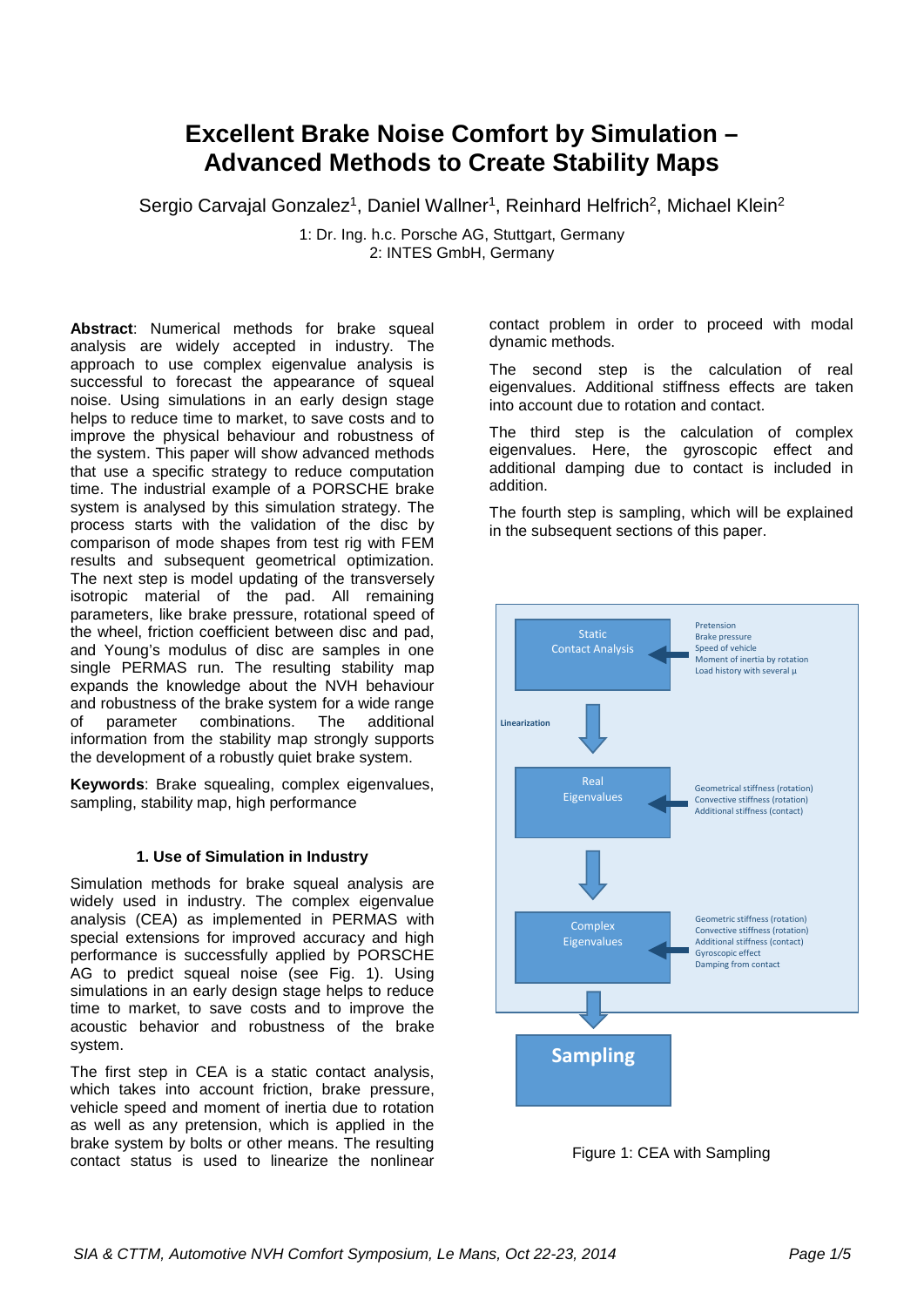# Excellent Brake Noise Comfort by Simulation – Advanced Methods to Create Stability Maps

Sergio Carvajal Gonzalez[1], Daniel Wallner[1], Reinhard Helfrich[2], Michael Klein[2]

1: Dr. Ing. h.c. Porsche AG, Stuttgart, Germany
2: INTES GmbH, Germany

**Abstract**: Numerical methods for brake squeal analysis are widely accepted in industry. The approach to use complex eigenvalue analysis is successful to forecast the appearance of squeal noise. Using simulations in an early design stage helps to reduce time to market, to save costs and to improve the physical behaviour and robustness of the system. This paper will show advanced methods that use a specific strategy to reduce computation time. The industrial example of a PORSCHE brake system is analysed by this simulation strategy. The process starts with the validation of the disc by comparison of mode shapes from test rig with FEM results and subsequent geometrical optimization. The next step is model updating of the transversely isotropic material of the pad. All remaining parameters, like brake pressure, rotational speed of the wheel, friction coefficient between disc and pad, and Young's modulus of disc are samples in one single PERMAS run. The resulting stability map expands the knowledge about the NVH behaviour and robustness of the brake system for a wide range of parameter combinations. The additional information from the stability map strongly supports the development of a robustly quiet brake system.

**Keywords**: Brake squealing, complex eigenvalues, sampling, stability map, high performance

## 1. Use of Simulation in Industry

Simulation methods for brake squeal analysis are widely used in industry. The complex eigenvalue analysis (CEA) as implemented in PERMAS with special extensions for improved accuracy and high performance is successfully applied by PORSCHE AG to predict squeal noise (see Fig. 1). Using simulations in an early design stage helps to reduce time to market, to save costs and to improve the acoustic behavior and robustness of the brake system.

The first step in CEA is a static contact analysis, which takes into account friction, brake pressure, vehicle speed and moment of inertia due to rotation as well as any pretension, which is applied in the brake system by bolts or other means. The resulting contact status is used to linearize the nonlinear contact problem in order to proceed with modal dynamic methods.

The second step is the calculation of real eigenvalues. Additional stiffness effects are taken into account due to rotation and contact.

The third step is the calculation of complex eigenvalues. Here, the gyroscopic effect and additional damping due to contact is included in addition.

The fourth step is sampling, which will be explained in the subsequent sections of this paper.

Static Contact Analysis ← Pretension; Brake pressure; Speed of vehicle; Moment of inertia by rotation; Load history with several µ

↓ Linearization

Real Eigenvalues ← Geometrical stiffness (rotation); Convective stiffness (rotation); Additional stiffness (contact)

↓

Complex Eigenvalues ← Geometric stiffness (rotation); Convective stiffness (rotation); Additional stiffness (contact); Gyroscopic effect; Damping from contact

↓

Sampling

Figure 1: CEA with Sampling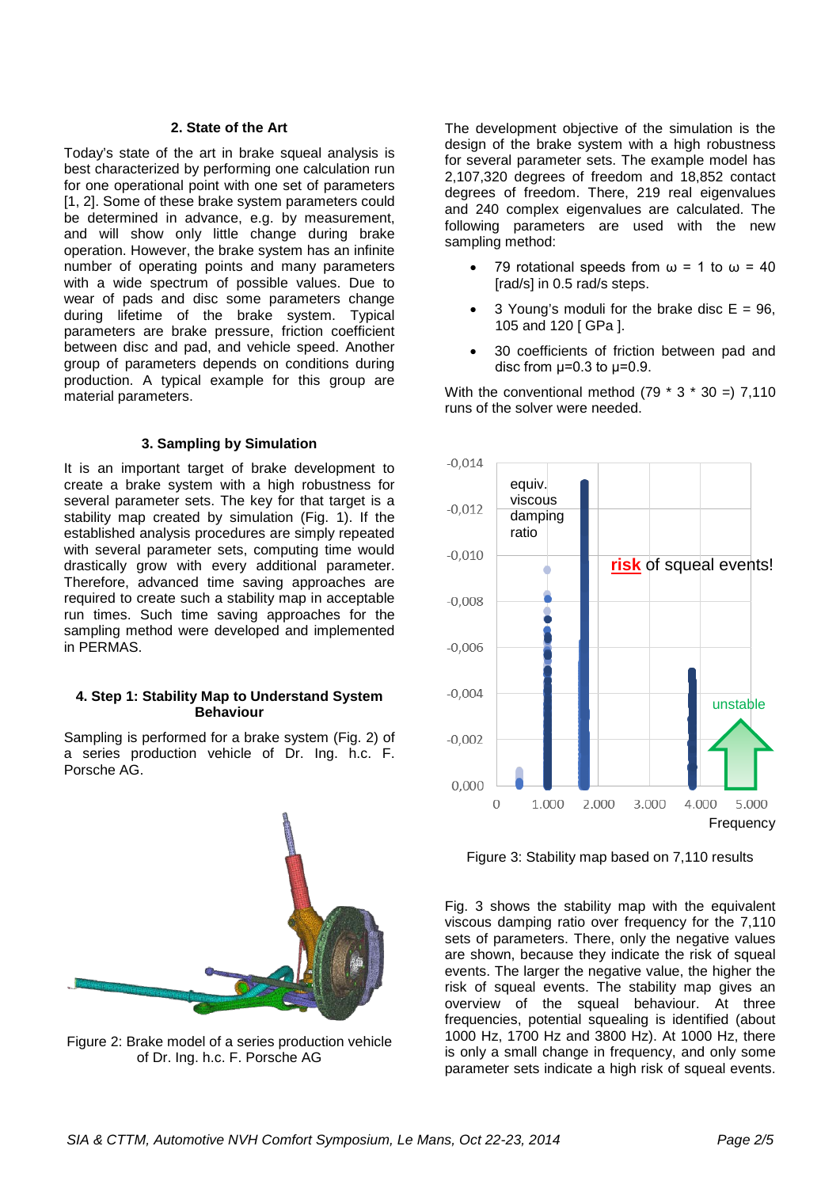## 2. State of the Art

Today's state of the art in brake squeal analysis is best characterized by performing one calculation run for one operational point with one set of parameters [1, 2]. Some of these brake system parameters could be determined in advance, e.g. by measurement, and will show only little change during brake operation. However, the brake system has an infinite number of operating points and many parameters with a wide spectrum of possible values. Due to wear of pads and disc some parameters change during lifetime of the brake system. Typical parameters are brake pressure, friction coefficient between disc and pad, and vehicle speed. Another group of parameters depends on conditions during production. A typical example for this group are material parameters.

## 3. Sampling by Simulation

It is an important target of brake development to create a brake system with a high robustness for several parameter sets. The key for that target is a stability map created by simulation (Fig. 1). If the established analysis procedures are simply repeated with several parameter sets, computing time would drastically grow with every additional parameter. Therefore, advanced time saving approaches are required to create such a stability map in acceptable run times. Such time saving approaches for the sampling method were developed and implemented in PERMAS.

## 4. Step 1: Stability Map to Understand System Behaviour

Sampling is performed for a brake system (Fig. 2) of a series production vehicle of Dr. Ing. h.c. F. Porsche AG.

Figure 2: Brake model of a series production vehicle of Dr. Ing. h.c. F. Porsche AG

The development objective of the simulation is the design of the brake system with a high robustness for several parameter sets. The example model has 2,107,320 degrees of freedom and 18,852 contact degrees of freedom. There, 219 real eigenvalues and 240 complex eigenvalues are calculated. The following parameters are used with the new sampling method:

- 79 rotational speeds from $\omega = 1$ to $\omega = 40$ [rad/s] in 0.5 rad/s steps.
- 3 Young's moduli for the brake disc E = 96, 105 and 120 [ GPa ].
- 30 coefficients of friction between pad and disc from $\mu$=0.3 to $\mu$=0.9.

With the conventional method (79 * 3 * 30 =) 7,110 runs of the solver were needed.

Figure 3: Stability map based on 7,110 results

Fig. 3 shows the stability map with the equivalent viscous damping ratio over frequency for the 7,110 sets of parameters. There, only the negative values are shown, because they indicate the risk of squeal events. The larger the negative value, the higher the risk of squeal events. The stability map gives an overview of the squeal behaviour. At three frequencies, potential squealing is identified (about 1000 Hz, 1700 Hz and 3800 Hz). At 1000 Hz, there is only a small change in frequency, and only some parameter sets indicate a high risk of squeal events.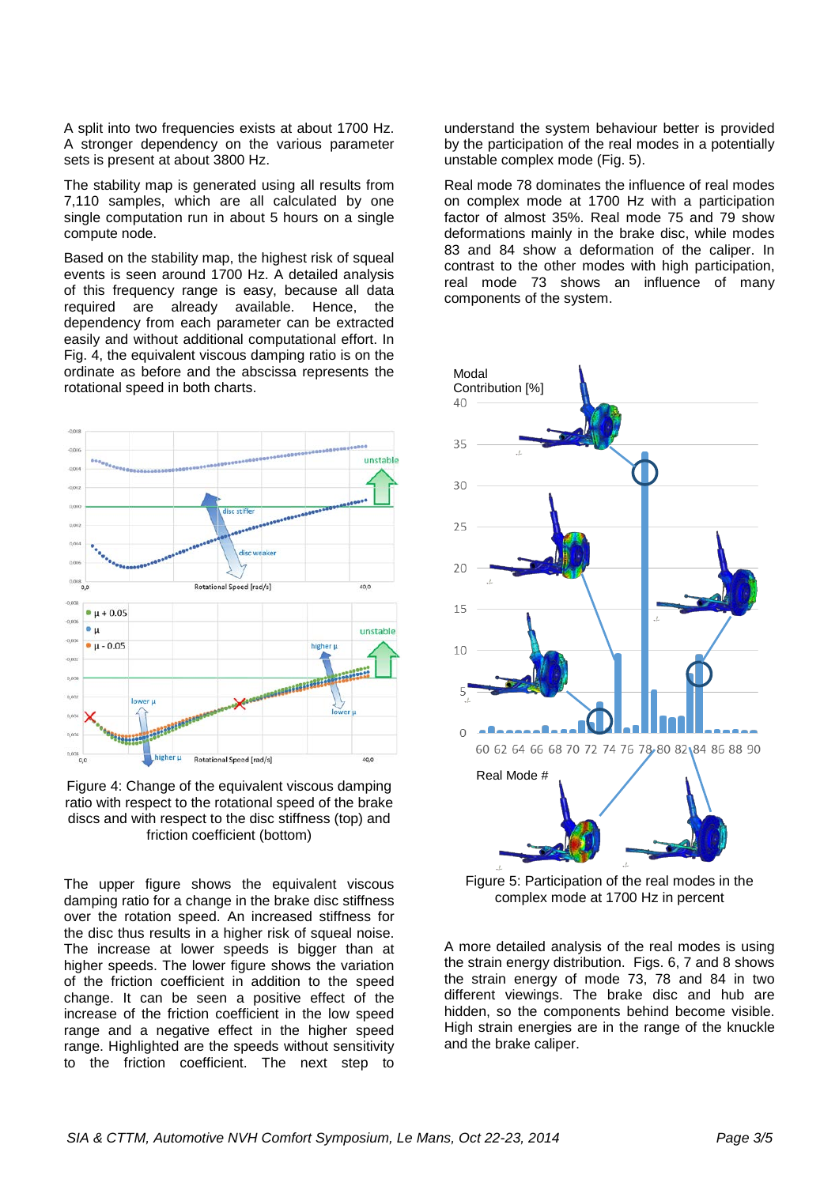A split into two frequencies exists at about 1700 Hz. A stronger dependency on the various parameter sets is present at about 3800 Hz.

The stability map is generated using all results from 7,110 samples, which are all calculated by one single computation run in about 5 hours on a single compute node.

Based on the stability map, the highest risk of squeal events is seen around 1700 Hz. A detailed analysis of this frequency range is easy, because all data required are already available. Hence, the dependency from each parameter can be extracted easily and without additional computational effort. In Fig. 4, the equivalent viscous damping ratio is on the ordinate as before and the abscissa represents the rotational speed in both charts.

Figure 4: Change of the equivalent viscous damping ratio with respect to the rotational speed of the brake discs and with respect to the disc stiffness (top) and friction coefficient (bottom)

The upper figure shows the equivalent viscous damping ratio for a change in the brake disc stiffness over the rotation speed. An increased stiffness for the disc thus results in a higher risk of squeal noise. The increase at lower speeds is bigger than at higher speeds. The lower figure shows the variation of the friction coefficient in addition to the speed change. It can be seen a positive effect of the increase of the friction coefficient in the low speed range and a negative effect in the higher speed range. Highlighted are the speeds without sensitivity to the friction coefficient. The next step to understand the system behaviour better is provided by the participation of the real modes in a potentially unstable complex mode (Fig. 5).

Real mode 78 dominates the influence of real modes on complex mode at 1700 Hz with a participation factor of almost 35%. Real mode 75 and 79 show deformations mainly in the brake disc, while modes 83 and 84 show a deformation of the caliper. In contrast to the other modes with high participation, real mode 73 shows an influence of many components of the system.

Figure 5: Participation of the real modes in the complex mode at 1700 Hz in percent

A more detailed analysis of the real modes is using the strain energy distribution. Figs. 6, 7 and 8 shows the strain energy of mode 73, 78 and 84 in two different viewings. The brake disc and hub are hidden, so the components behind become visible. High strain energies are in the range of the knuckle and the brake caliper.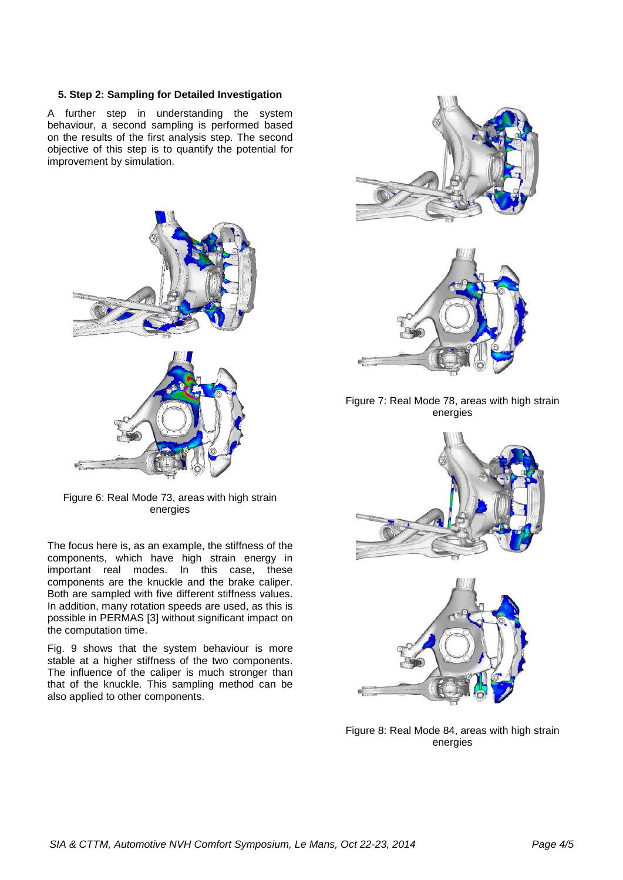### 5. Step 2: Sampling for Detailed Investigation

A further step in understanding the system behaviour, a second sampling is performed based on the results of the first analysis step. The second objective of this step is to quantify the potential for improvement by simulation.

Figure 6: Real Mode 73, areas with high strain energies

The focus here is, as an example, the stiffness of the components, which have high strain energy in important real modes. In this case, these components are the knuckle and the brake caliper. Both are sampled with five different stiffness values. In addition, many rotation speeds are used, as this is possible in PERMAS [3] without significant impact on the computation time.

Fig. 9 shows that the system behaviour is more stable at a higher stiffness of the two components. The influence of the caliper is much stronger than that of the knuckle. This sampling method can be also applied to other components.

Figure 7: Real Mode 78, areas with high strain energies

Figure 8: Real Mode 84, areas with high strain energies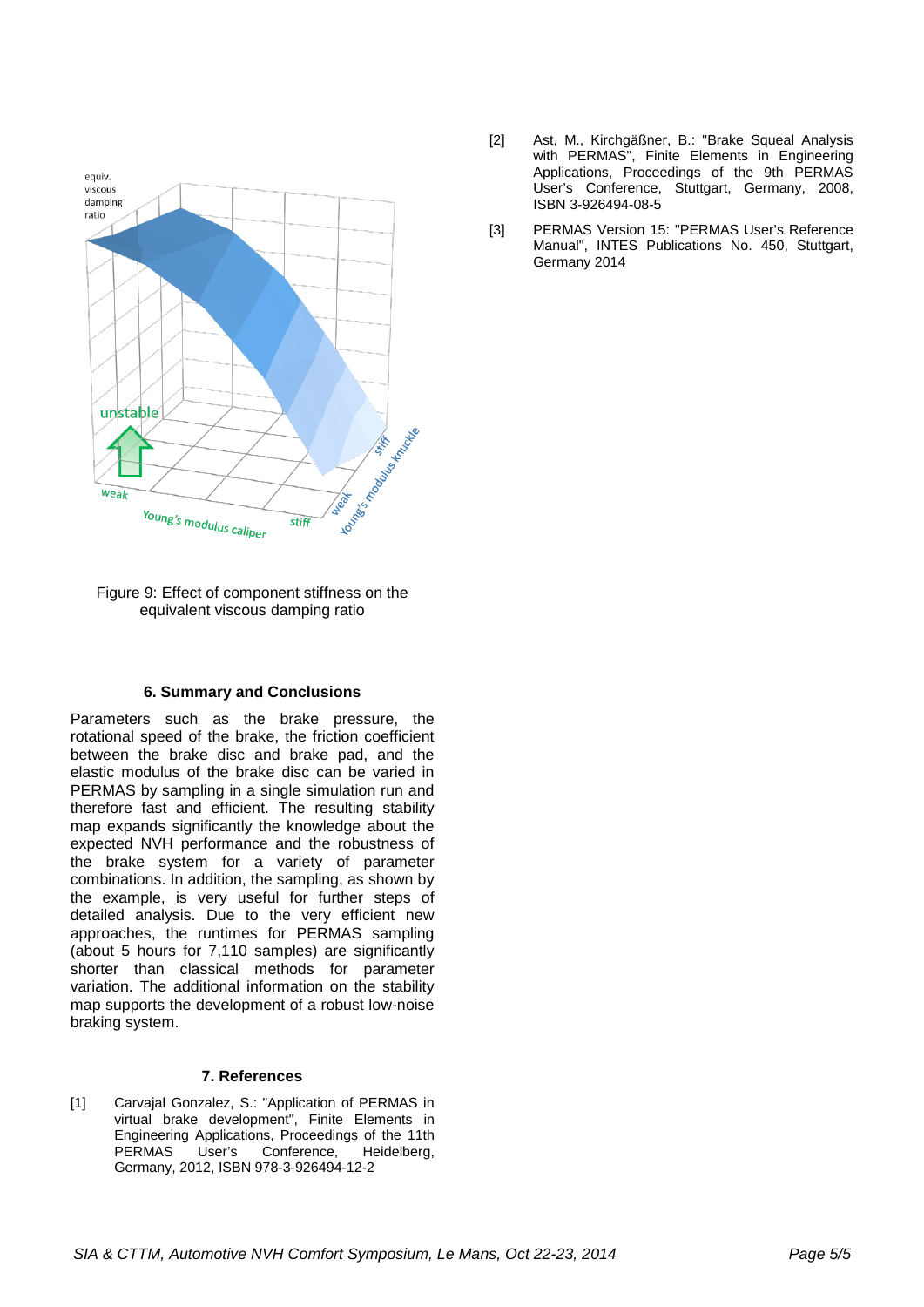equiv. viscous damping ratio

unstable

weak

Young's modulus caliper

stiff

weak

Young's modulus knuckle

stiff

Figure 9: Effect of component stiffness on the equivalent viscous damping ratio

## 6. Summary and Conclusions

Parameters such as the brake pressure, the rotational speed of the brake, the friction coefficient between the brake disc and brake pad, and the elastic modulus of the brake disc can be varied in PERMAS by sampling in a single simulation run and therefore fast and efficient. The resulting stability map expands significantly the knowledge about the expected NVH performance and the robustness of the brake system for a variety of parameter combinations. In addition, the sampling, as shown by the example, is very useful for further steps of detailed analysis. Due to the very efficient new approaches, the runtimes for PERMAS sampling (about 5 hours for 7,110 samples) are significantly shorter than classical methods for parameter variation. The additional information on the stability map supports the development of a robust low-noise braking system.

## 7. References

[1] Carvajal Gonzalez, S.: "Application of PERMAS in virtual brake development", Finite Elements in Engineering Applications, Proceedings of the 11th PERMAS User's Conference, Heidelberg, Germany, 2012, ISBN 978-3-926494-12-2

[2] Ast, M., Kirchgäßner, B.: "Brake Squeal Analysis with PERMAS", Finite Elements in Engineering Applications, Proceedings of the 9th PERMAS User's Conference, Stuttgart, Germany, 2008, ISBN 3-926494-08-5

[3] PERMAS Version 15: "PERMAS User's Reference Manual", INTES Publications No. 450, Stuttgart, Germany 2014